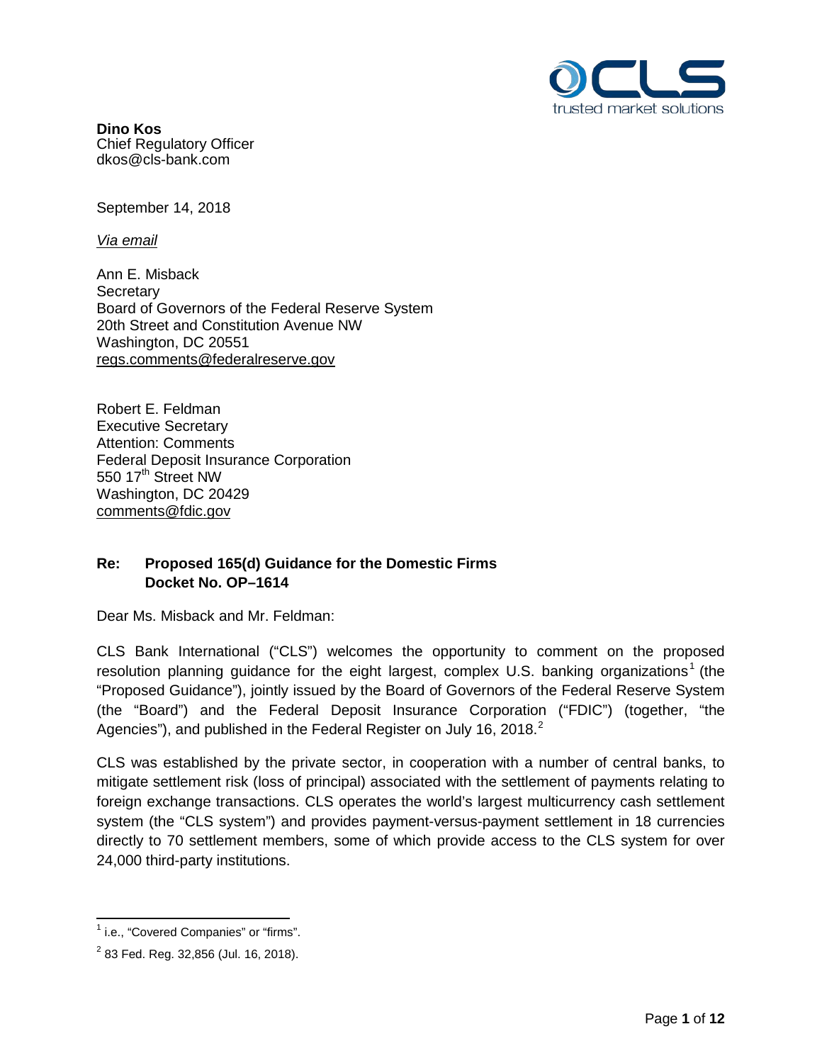**Dino Kos**
Chief Regulatory Officer
dkos@cls-bank.com

September 14, 2018

*Via email*

Ann E. Misback
Secretary
Board of Governors of the Federal Reserve System
20th Street and Constitution Avenue NW
Washington, DC 20551
regs.comments@federalreserve.gov

Robert E. Feldman
Executive Secretary
Attention: Comments
Federal Deposit Insurance Corporation
550 17th Street NW
Washington, DC 20429
comments@fdic.gov

**Re: Proposed 165(d) Guidance for the Domestic Firms**
**Docket No. OP–1614**

Dear Ms. Misback and Mr. Feldman:

CLS Bank International ("CLS") welcomes the opportunity to comment on the proposed resolution planning guidance for the eight largest, complex U.S. banking organizations[1] (the "Proposed Guidance"), jointly issued by the Board of Governors of the Federal Reserve System (the "Board") and the Federal Deposit Insurance Corporation ("FDIC") (together, "the Agencies"), and published in the Federal Register on July 16, 2018.[2]

CLS was established by the private sector, in cooperation with a number of central banks, to mitigate settlement risk (loss of principal) associated with the settlement of payments relating to foreign exchange transactions. CLS operates the world's largest multicurrency cash settlement system (the "CLS system") and provides payment-versus-payment settlement in 18 currencies directly to 70 settlement members, some of which provide access to the CLS system for over 24,000 third-party institutions.

---

[1] i.e., "Covered Companies" or "firms".

[2] 83 Fed. Reg. 32,856 (Jul. 16, 2018).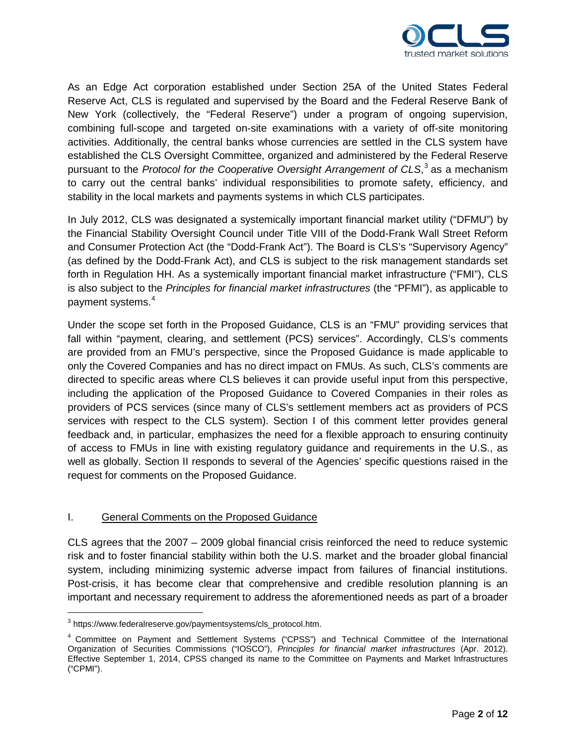As an Edge Act corporation established under Section 25A of the United States Federal Reserve Act, CLS is regulated and supervised by the Board and the Federal Reserve Bank of New York (collectively, the "Federal Reserve") under a program of ongoing supervision, combining full-scope and targeted on-site examinations with a variety of off-site monitoring activities. Additionally, the central banks whose currencies are settled in the CLS system have established the CLS Oversight Committee, organized and administered by the Federal Reserve pursuant to the *Protocol for the Cooperative Oversight Arrangement of CLS*,[3] as a mechanism to carry out the central banks' individual responsibilities to promote safety, efficiency, and stability in the local markets and payments systems in which CLS participates.

In July 2012, CLS was designated a systemically important financial market utility ("DFMU") by the Financial Stability Oversight Council under Title VIII of the Dodd-Frank Wall Street Reform and Consumer Protection Act (the "Dodd-Frank Act"). The Board is CLS's "Supervisory Agency" (as defined by the Dodd-Frank Act), and CLS is subject to the risk management standards set forth in Regulation HH. As a systemically important financial market infrastructure ("FMI"), CLS is also subject to the *Principles for financial market infrastructures* (the "PFMI"), as applicable to payment systems.[4]

Under the scope set forth in the Proposed Guidance, CLS is an "FMU" providing services that fall within "payment, clearing, and settlement (PCS) services". Accordingly, CLS's comments are provided from an FMU's perspective, since the Proposed Guidance is made applicable to only the Covered Companies and has no direct impact on FMUs. As such, CLS's comments are directed to specific areas where CLS believes it can provide useful input from this perspective, including the application of the Proposed Guidance to Covered Companies in their roles as providers of PCS services (since many of CLS's settlement members act as providers of PCS services with respect to the CLS system). Section I of this comment letter provides general feedback and, in particular, emphasizes the need for a flexible approach to ensuring continuity of access to FMUs in line with existing regulatory guidance and requirements in the U.S., as well as globally. Section II responds to several of the Agencies' specific questions raised in the request for comments on the Proposed Guidance.

## I. General Comments on the Proposed Guidance

CLS agrees that the 2007 – 2009 global financial crisis reinforced the need to reduce systemic risk and to foster financial stability within both the U.S. market and the broader global financial system, including minimizing systemic adverse impact from failures of financial institutions. Post-crisis, it has become clear that comprehensive and credible resolution planning is an important and necessary requirement to address the aforementioned needs as part of a broader

---

[3] https://www.federalreserve.gov/paymentsystems/cls_protocol.htm.

[4] Committee on Payment and Settlement Systems ("CPSS") and Technical Committee of the International Organization of Securities Commissions ("IOSCO"), *Principles for financial market infrastructures* (Apr. 2012). Effective September 1, 2014, CPSS changed its name to the Committee on Payments and Market Infrastructures ("CPMI").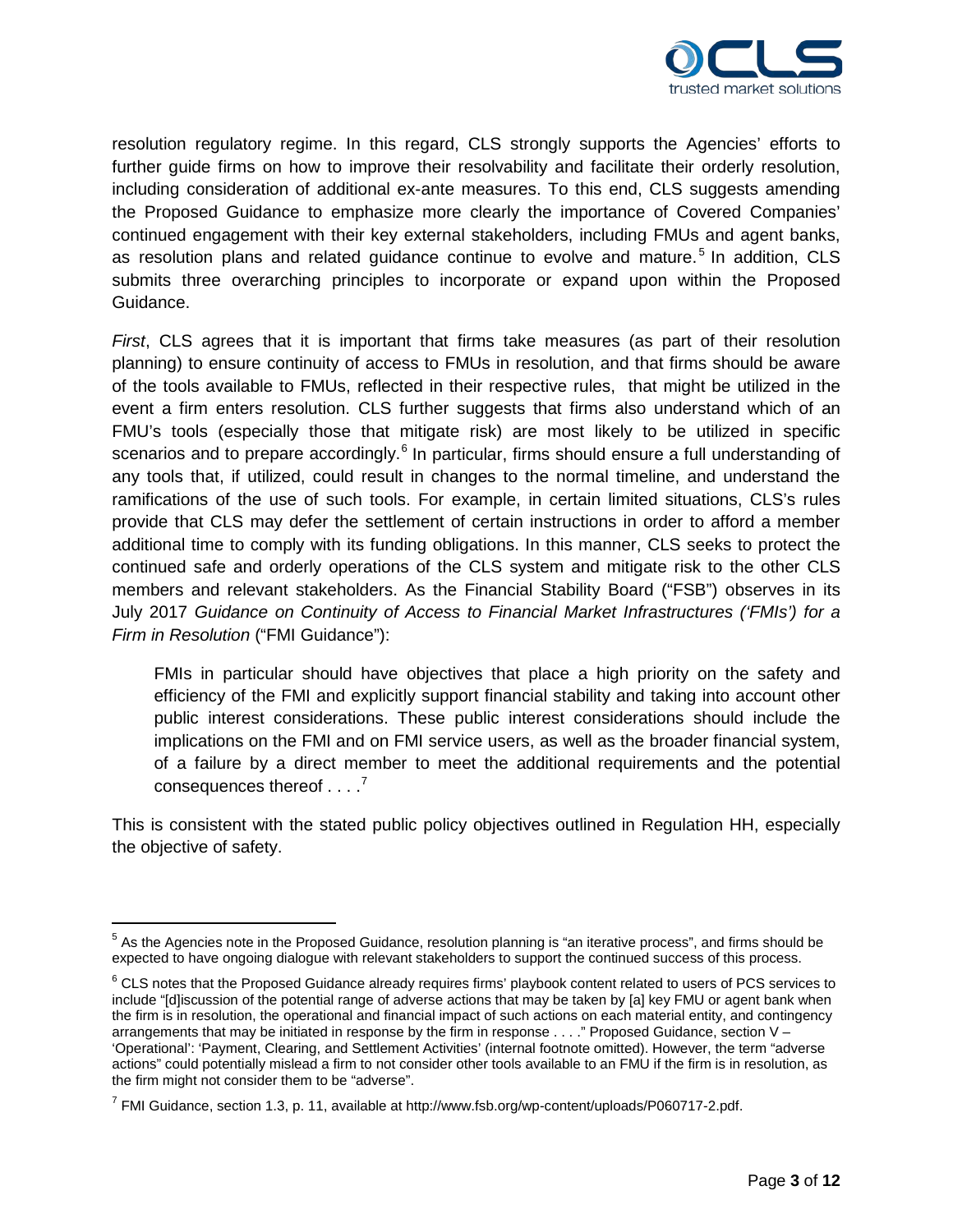resolution regulatory regime. In this regard, CLS strongly supports the Agencies' efforts to further guide firms on how to improve their resolvability and facilitate their orderly resolution, including consideration of additional ex-ante measures. To this end, CLS suggests amending the Proposed Guidance to emphasize more clearly the importance of Covered Companies' continued engagement with their key external stakeholders, including FMUs and agent banks, as resolution plans and related guidance continue to evolve and mature.[5] In addition, CLS submits three overarching principles to incorporate or expand upon within the Proposed Guidance.

*First*, CLS agrees that it is important that firms take measures (as part of their resolution planning) to ensure continuity of access to FMUs in resolution, and that firms should be aware of the tools available to FMUs, reflected in their respective rules, that might be utilized in the event a firm enters resolution. CLS further suggests that firms also understand which of an FMU's tools (especially those that mitigate risk) are most likely to be utilized in specific scenarios and to prepare accordingly.[6] In particular, firms should ensure a full understanding of any tools that, if utilized, could result in changes to the normal timeline, and understand the ramifications of the use of such tools. For example, in certain limited situations, CLS's rules provide that CLS may defer the settlement of certain instructions in order to afford a member additional time to comply with its funding obligations. In this manner, CLS seeks to protect the continued safe and orderly operations of the CLS system and mitigate risk to the other CLS members and relevant stakeholders. As the Financial Stability Board ("FSB") observes in its July 2017 *Guidance on Continuity of Access to Financial Market Infrastructures ('FMIs') for a Firm in Resolution* ("FMI Guidance"):

> FMIs in particular should have objectives that place a high priority on the safety and efficiency of the FMI and explicitly support financial stability and taking into account other public interest considerations. These public interest considerations should include the implications on the FMI and on FMI service users, as well as the broader financial system, of a failure by a direct member to meet the additional requirements and the potential consequences thereof . . . .[7]

This is consistent with the stated public policy objectives outlined in Regulation HH, especially the objective of safety.

---

[5] As the Agencies note in the Proposed Guidance, resolution planning is "an iterative process", and firms should be expected to have ongoing dialogue with relevant stakeholders to support the continued success of this process.

[6] CLS notes that the Proposed Guidance already requires firms' playbook content related to users of PCS services to include "[d]iscussion of the potential range of adverse actions that may be taken by [a] key FMU or agent bank when the firm is in resolution, the operational and financial impact of such actions on each material entity, and contingency arrangements that may be initiated in response by the firm in response . . . ." Proposed Guidance, section V – 'Operational': 'Payment, Clearing, and Settlement Activities' (internal footnote omitted). However, the term "adverse actions" could potentially mislead a firm to not consider other tools available to an FMU if the firm is in resolution, as the firm might not consider them to be "adverse".

[7] FMI Guidance, section 1.3, p. 11, available at http://www.fsb.org/wp-content/uploads/P060717-2.pdf.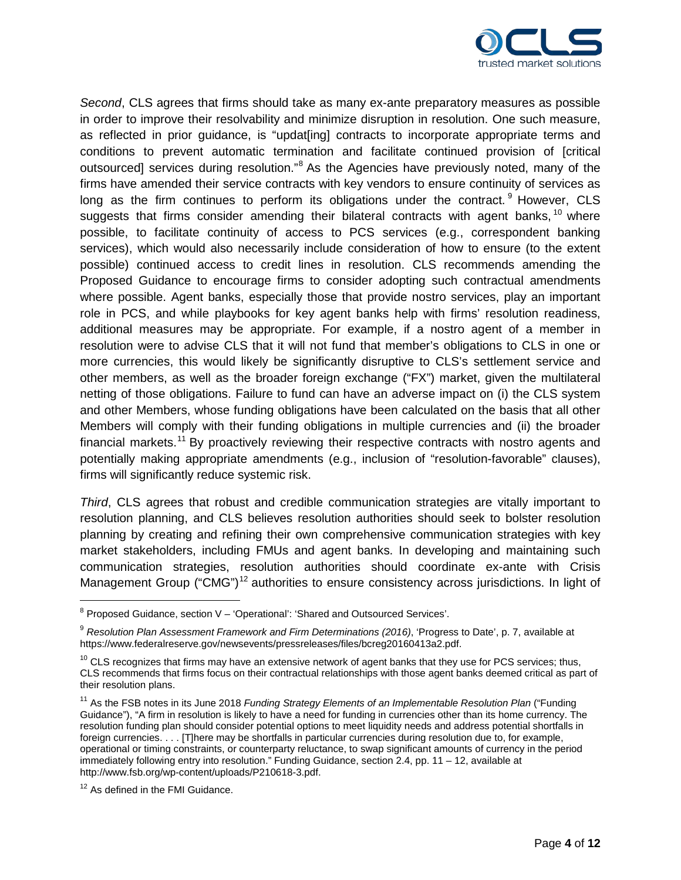*Second*, CLS agrees that firms should take as many ex-ante preparatory measures as possible in order to improve their resolvability and minimize disruption in resolution. One such measure, as reflected in prior guidance, is "updat[ing] contracts to incorporate appropriate terms and conditions to prevent automatic termination and facilitate continued provision of [critical outsourced] services during resolution."[8] As the Agencies have previously noted, many of the firms have amended their service contracts with key vendors to ensure continuity of services as long as the firm continues to perform its obligations under the contract.[9] However, CLS suggests that firms consider amending their bilateral contracts with agent banks,[10] where possible, to facilitate continuity of access to PCS services (e.g., correspondent banking services), which would also necessarily include consideration of how to ensure (to the extent possible) continued access to credit lines in resolution. CLS recommends amending the Proposed Guidance to encourage firms to consider adopting such contractual amendments where possible. Agent banks, especially those that provide nostro services, play an important role in PCS, and while playbooks for key agent banks help with firms' resolution readiness, additional measures may be appropriate. For example, if a nostro agent of a member in resolution were to advise CLS that it will not fund that member's obligations to CLS in one or more currencies, this would likely be significantly disruptive to CLS's settlement service and other members, as well as the broader foreign exchange ("FX") market, given the multilateral netting of those obligations. Failure to fund can have an adverse impact on (i) the CLS system and other Members, whose funding obligations have been calculated on the basis that all other Members will comply with their funding obligations in multiple currencies and (ii) the broader financial markets.[11] By proactively reviewing their respective contracts with nostro agents and potentially making appropriate amendments (e.g., inclusion of "resolution-favorable" clauses), firms will significantly reduce systemic risk.

*Third*, CLS agrees that robust and credible communication strategies are vitally important to resolution planning, and CLS believes resolution authorities should seek to bolster resolution planning by creating and refining their own comprehensive communication strategies with key market stakeholders, including FMUs and agent banks. In developing and maintaining such communication strategies, resolution authorities should coordinate ex-ante with Crisis Management Group ("CMG")[12] authorities to ensure consistency across jurisdictions. In light of

---

[8] Proposed Guidance, section V – 'Operational': 'Shared and Outsourced Services'.

[9] *Resolution Plan Assessment Framework and Firm Determinations (2016)*, 'Progress to Date', p. 7, available at https://www.federalreserve.gov/newsevents/pressreleases/files/bcreg20160413a2.pdf.

[10] CLS recognizes that firms may have an extensive network of agent banks that they use for PCS services; thus, CLS recommends that firms focus on their contractual relationships with those agent banks deemed critical as part of their resolution plans.

[11] As the FSB notes in its June 2018 *Funding Strategy Elements of an Implementable Resolution Plan* ("Funding Guidance"), "A firm in resolution is likely to have a need for funding in currencies other than its home currency. The resolution funding plan should consider potential options to meet liquidity needs and address potential shortfalls in foreign currencies. . . . [T]here may be shortfalls in particular currencies during resolution due to, for example, operational or timing constraints, or counterparty reluctance, to swap significant amounts of currency in the period immediately following entry into resolution." Funding Guidance, section 2.4, pp. 11 – 12, available at http://www.fsb.org/wp-content/uploads/P210618-3.pdf.

[12] As defined in the FMI Guidance.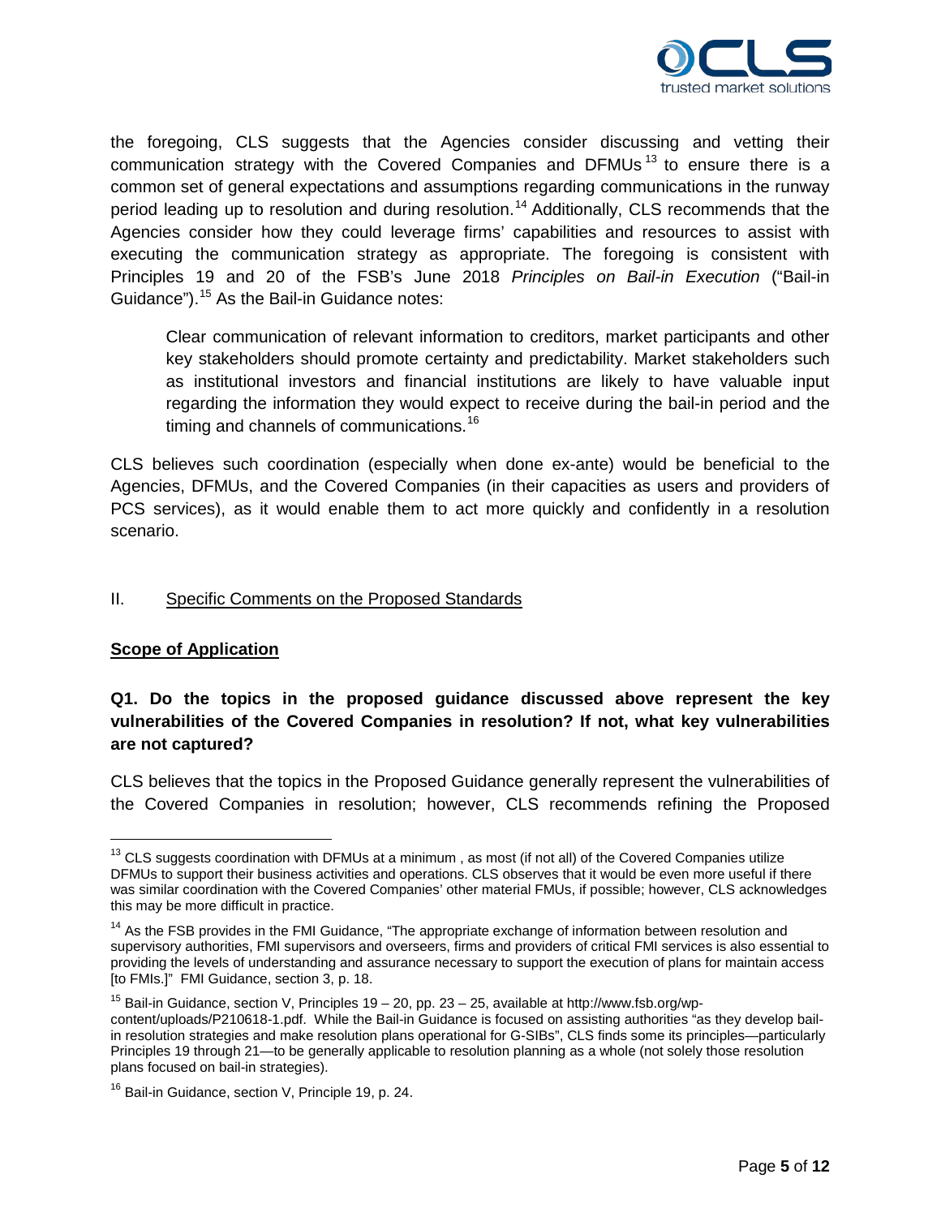the foregoing, CLS suggests that the Agencies consider discussing and vetting their communication strategy with the Covered Companies and DFMUs[13] to ensure there is a common set of general expectations and assumptions regarding communications in the runway period leading up to resolution and during resolution.[14] Additionally, CLS recommends that the Agencies consider how they could leverage firms' capabilities and resources to assist with executing the communication strategy as appropriate. The foregoing is consistent with Principles 19 and 20 of the FSB's June 2018 *Principles on Bail-in Execution* ("Bail-in Guidance").[15] As the Bail-in Guidance notes:

> Clear communication of relevant information to creditors, market participants and other key stakeholders should promote certainty and predictability. Market stakeholders such as institutional investors and financial institutions are likely to have valuable input regarding the information they would expect to receive during the bail-in period and the timing and channels of communications.[16]

CLS believes such coordination (especially when done ex-ante) would be beneficial to the Agencies, DFMUs, and the Covered Companies (in their capacities as users and providers of PCS services), as it would enable them to act more quickly and confidently in a resolution scenario.

## II. Specific Comments on the Proposed Standards

### Scope of Application

**Q1. Do the topics in the proposed guidance discussed above represent the key vulnerabilities of the Covered Companies in resolution? If not, what key vulnerabilities are not captured?**

CLS believes that the topics in the Proposed Guidance generally represent the vulnerabilities of the Covered Companies in resolution; however, CLS recommends refining the Proposed

---

[13] CLS suggests coordination with DFMUs at a minimum , as most (if not all) of the Covered Companies utilize DFMUs to support their business activities and operations. CLS observes that it would be even more useful if there was similar coordination with the Covered Companies' other material FMUs, if possible; however, CLS acknowledges this may be more difficult in practice.

[14] As the FSB provides in the FMI Guidance, "The appropriate exchange of information between resolution and supervisory authorities, FMI supervisors and overseers, firms and providers of critical FMI services is also essential to providing the levels of understanding and assurance necessary to support the execution of plans for maintain access [to FMIs.]" FMI Guidance, section 3, p. 18.

[15] Bail-in Guidance, section V, Principles 19 – 20, pp. 23 – 25, available at http://www.fsb.org/wp-content/uploads/P210618-1.pdf. While the Bail-in Guidance is focused on assisting authorities "as they develop bail-in resolution strategies and make resolution plans operational for G-SIBs", CLS finds some its principles—particularly Principles 19 through 21—to be generally applicable to resolution planning as a whole (not solely those resolution plans focused on bail-in strategies).

[16] Bail-in Guidance, section V, Principle 19, p. 24.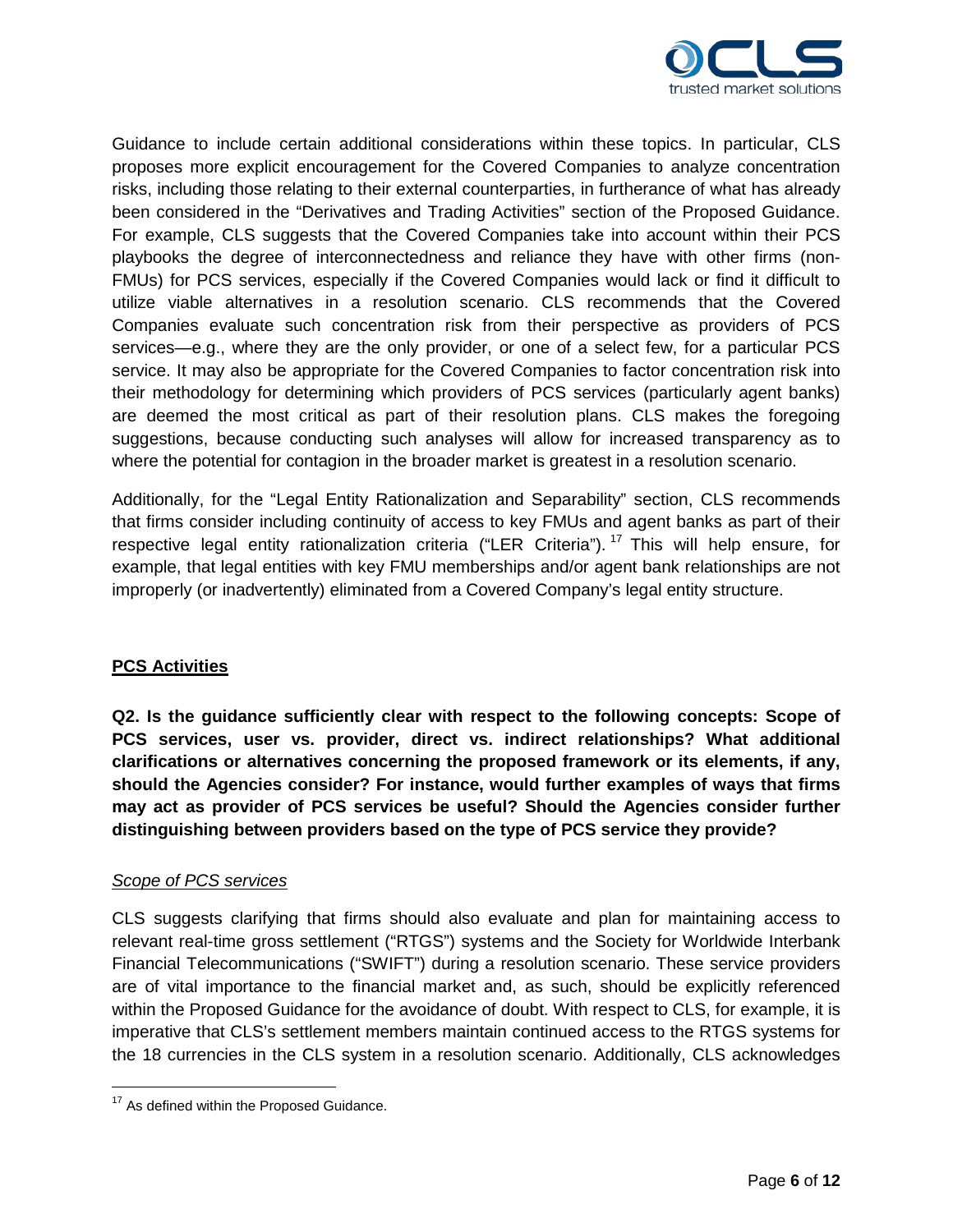Guidance to include certain additional considerations within these topics. In particular, CLS proposes more explicit encouragement for the Covered Companies to analyze concentration risks, including those relating to their external counterparties, in furtherance of what has already been considered in the "Derivatives and Trading Activities" section of the Proposed Guidance. For example, CLS suggests that the Covered Companies take into account within their PCS playbooks the degree of interconnectedness and reliance they have with other firms (non-FMUs) for PCS services, especially if the Covered Companies would lack or find it difficult to utilize viable alternatives in a resolution scenario. CLS recommends that the Covered Companies evaluate such concentration risk from their perspective as providers of PCS services—e.g., where they are the only provider, or one of a select few, for a particular PCS service. It may also be appropriate for the Covered Companies to factor concentration risk into their methodology for determining which providers of PCS services (particularly agent banks) are deemed the most critical as part of their resolution plans. CLS makes the foregoing suggestions, because conducting such analyses will allow for increased transparency as to where the potential for contagion in the broader market is greatest in a resolution scenario.

Additionally, for the "Legal Entity Rationalization and Separability" section, CLS recommends that firms consider including continuity of access to key FMUs and agent banks as part of their respective legal entity rationalization criteria ("LER Criteria").[17] This will help ensure, for example, that legal entities with key FMU memberships and/or agent bank relationships are not improperly (or inadvertently) eliminated from a Covered Company's legal entity structure.

## PCS Activities

**Q2. Is the guidance sufficiently clear with respect to the following concepts: Scope of PCS services, user vs. provider, direct vs. indirect relationships? What additional clarifications or alternatives concerning the proposed framework or its elements, if any, should the Agencies consider? For instance, would further examples of ways that firms may act as provider of PCS services be useful? Should the Agencies consider further distinguishing between providers based on the type of PCS service they provide?**

### *Scope of PCS services*

CLS suggests clarifying that firms should also evaluate and plan for maintaining access to relevant real-time gross settlement ("RTGS") systems and the Society for Worldwide Interbank Financial Telecommunications ("SWIFT") during a resolution scenario. These service providers are of vital importance to the financial market and, as such, should be explicitly referenced within the Proposed Guidance for the avoidance of doubt. With respect to CLS, for example, it is imperative that CLS's settlement members maintain continued access to the RTGS systems for the 18 currencies in the CLS system in a resolution scenario. Additionally, CLS acknowledges

---

[17] As defined within the Proposed Guidance.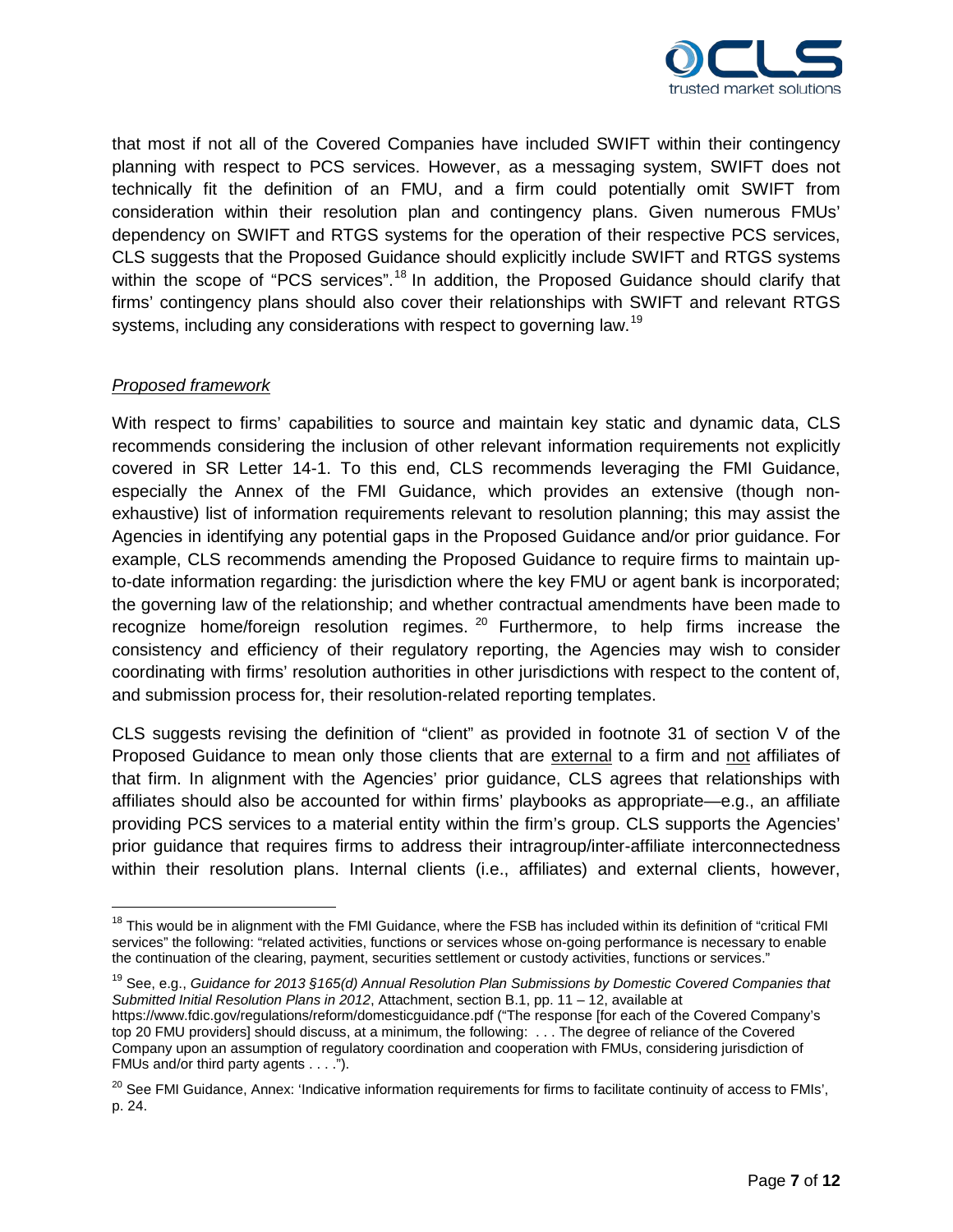that most if not all of the Covered Companies have included SWIFT within their contingency planning with respect to PCS services. However, as a messaging system, SWIFT does not technically fit the definition of an FMU, and a firm could potentially omit SWIFT from consideration within their resolution plan and contingency plans. Given numerous FMUs' dependency on SWIFT and RTGS systems for the operation of their respective PCS services, CLS suggests that the Proposed Guidance should explicitly include SWIFT and RTGS systems within the scope of "PCS services".[18] In addition, the Proposed Guidance should clarify that firms' contingency plans should also cover their relationships with SWIFT and relevant RTGS systems, including any considerations with respect to governing law.[19]

*Proposed framework*

With respect to firms' capabilities to source and maintain key static and dynamic data, CLS recommends considering the inclusion of other relevant information requirements not explicitly covered in SR Letter 14-1. To this end, CLS recommends leveraging the FMI Guidance, especially the Annex of the FMI Guidance, which provides an extensive (though non-exhaustive) list of information requirements relevant to resolution planning; this may assist the Agencies in identifying any potential gaps in the Proposed Guidance and/or prior guidance. For example, CLS recommends amending the Proposed Guidance to require firms to maintain up-to-date information regarding: the jurisdiction where the key FMU or agent bank is incorporated; the governing law of the relationship; and whether contractual amendments have been made to recognize home/foreign resolution regimes.[20] Furthermore, to help firms increase the consistency and efficiency of their regulatory reporting, the Agencies may wish to consider coordinating with firms' resolution authorities in other jurisdictions with respect to the content of, and submission process for, their resolution-related reporting templates.

CLS suggests revising the definition of "client" as provided in footnote 31 of section V of the Proposed Guidance to mean only those clients that are <u>external</u> to a firm and <u>not</u> affiliates of that firm. In alignment with the Agencies' prior guidance, CLS agrees that relationships with affiliates should also be accounted for within firms' playbooks as appropriate—e.g., an affiliate providing PCS services to a material entity within the firm's group. CLS supports the Agencies' prior guidance that requires firms to address their intragroup/inter-affiliate interconnectedness within their resolution plans. Internal clients (i.e., affiliates) and external clients, however,

---

[18] This would be in alignment with the FMI Guidance, where the FSB has included within its definition of "critical FMI services" the following: "related activities, functions or services whose on-going performance is necessary to enable the continuation of the clearing, payment, securities settlement or custody activities, functions or services."

[19] See, e.g., *Guidance for 2013 §165(d) Annual Resolution Plan Submissions by Domestic Covered Companies that Submitted Initial Resolution Plans in 2012*, Attachment, section B.1, pp. 11 – 12, available at https://www.fdic.gov/regulations/reform/domesticguidance.pdf ("The response [for each of the Covered Company's top 20 FMU providers] should discuss, at a minimum, the following: . . . The degree of reliance of the Covered Company upon an assumption of regulatory coordination and cooperation with FMUs, considering jurisdiction of FMUs and/or third party agents . . . .").

[20] See FMI Guidance, Annex: 'Indicative information requirements for firms to facilitate continuity of access to FMIs', p. 24.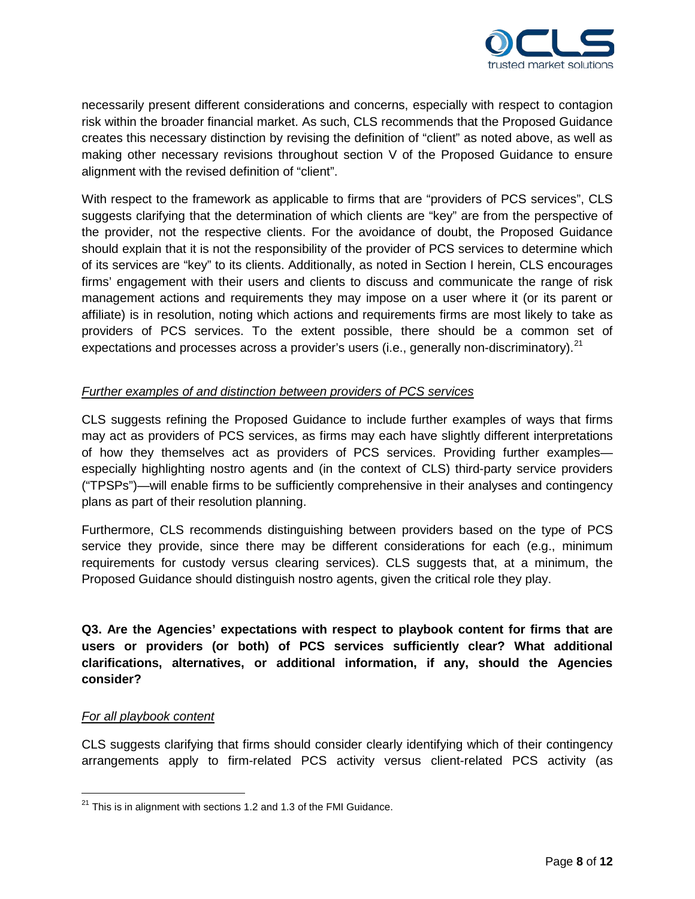necessarily present different considerations and concerns, especially with respect to contagion risk within the broader financial market. As such, CLS recommends that the Proposed Guidance creates this necessary distinction by revising the definition of "client" as noted above, as well as making other necessary revisions throughout section V of the Proposed Guidance to ensure alignment with the revised definition of "client".

With respect to the framework as applicable to firms that are "providers of PCS services", CLS suggests clarifying that the determination of which clients are "key" are from the perspective of the provider, not the respective clients. For the avoidance of doubt, the Proposed Guidance should explain that it is not the responsibility of the provider of PCS services to determine which of its services are "key" to its clients. Additionally, as noted in Section I herein, CLS encourages firms' engagement with their users and clients to discuss and communicate the range of risk management actions and requirements they may impose on a user where it (or its parent or affiliate) is in resolution, noting which actions and requirements firms are most likely to take as providers of PCS services. To the extent possible, there should be a common set of expectations and processes across a provider's users (i.e., generally non-discriminatory).[21]

*Further examples of and distinction between providers of PCS services*

CLS suggests refining the Proposed Guidance to include further examples of ways that firms may act as providers of PCS services, as firms may each have slightly different interpretations of how they themselves act as providers of PCS services. Providing further examples—especially highlighting nostro agents and (in the context of CLS) third-party service providers ("TPSPs")—will enable firms to be sufficiently comprehensive in their analyses and contingency plans as part of their resolution planning.

Furthermore, CLS recommends distinguishing between providers based on the type of PCS service they provide, since there may be different considerations for each (e.g., minimum requirements for custody versus clearing services). CLS suggests that, at a minimum, the Proposed Guidance should distinguish nostro agents, given the critical role they play.

**Q3. Are the Agencies' expectations with respect to playbook content for firms that are users or providers (or both) of PCS services sufficiently clear? What additional clarifications, alternatives, or additional information, if any, should the Agencies consider?**

*For all playbook content*

CLS suggests clarifying that firms should consider clearly identifying which of their contingency arrangements apply to firm-related PCS activity versus client-related PCS activity (as

[21] This is in alignment with sections 1.2 and 1.3 of the FMI Guidance.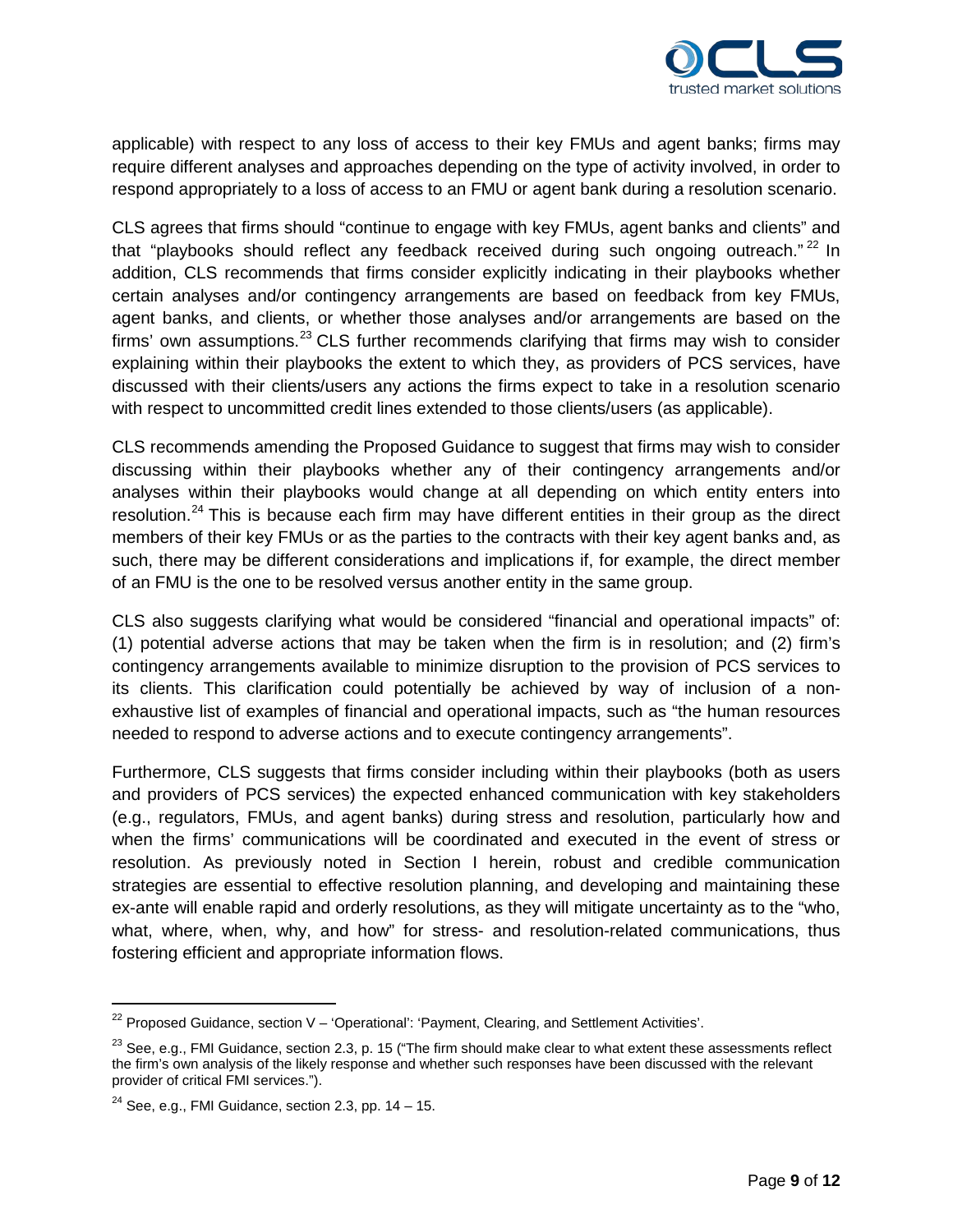applicable) with respect to any loss of access to their key FMUs and agent banks; firms may require different analyses and approaches depending on the type of activity involved, in order to respond appropriately to a loss of access to an FMU or agent bank during a resolution scenario.

CLS agrees that firms should "continue to engage with key FMUs, agent banks and clients" and that "playbooks should reflect any feedback received during such ongoing outreach."[22] In addition, CLS recommends that firms consider explicitly indicating in their playbooks whether certain analyses and/or contingency arrangements are based on feedback from key FMUs, agent banks, and clients, or whether those analyses and/or arrangements are based on the firms' own assumptions.[23] CLS further recommends clarifying that firms may wish to consider explaining within their playbooks the extent to which they, as providers of PCS services, have discussed with their clients/users any actions the firms expect to take in a resolution scenario with respect to uncommitted credit lines extended to those clients/users (as applicable).

CLS recommends amending the Proposed Guidance to suggest that firms may wish to consider discussing within their playbooks whether any of their contingency arrangements and/or analyses within their playbooks would change at all depending on which entity enters into resolution.[24] This is because each firm may have different entities in their group as the direct members of their key FMUs or as the parties to the contracts with their key agent banks and, as such, there may be different considerations and implications if, for example, the direct member of an FMU is the one to be resolved versus another entity in the same group.

CLS also suggests clarifying what would be considered "financial and operational impacts" of: (1) potential adverse actions that may be taken when the firm is in resolution; and (2) firm's contingency arrangements available to minimize disruption to the provision of PCS services to its clients. This clarification could potentially be achieved by way of inclusion of a non-exhaustive list of examples of financial and operational impacts, such as "the human resources needed to respond to adverse actions and to execute contingency arrangements".

Furthermore, CLS suggests that firms consider including within their playbooks (both as users and providers of PCS services) the expected enhanced communication with key stakeholders (e.g., regulators, FMUs, and agent banks) during stress and resolution, particularly how and when the firms' communications will be coordinated and executed in the event of stress or resolution. As previously noted in Section I herein, robust and credible communication strategies are essential to effective resolution planning, and developing and maintaining these ex-ante will enable rapid and orderly resolutions, as they will mitigate uncertainty as to the "who, what, where, when, why, and how" for stress- and resolution-related communications, thus fostering efficient and appropriate information flows.

---

[22] Proposed Guidance, section V – 'Operational': 'Payment, Clearing, and Settlement Activities'.

[23] See, e.g., FMI Guidance, section 2.3, p. 15 ("The firm should make clear to what extent these assessments reflect the firm's own analysis of the likely response and whether such responses have been discussed with the relevant provider of critical FMI services.").

[24] See, e.g., FMI Guidance, section 2.3, pp. 14 – 15.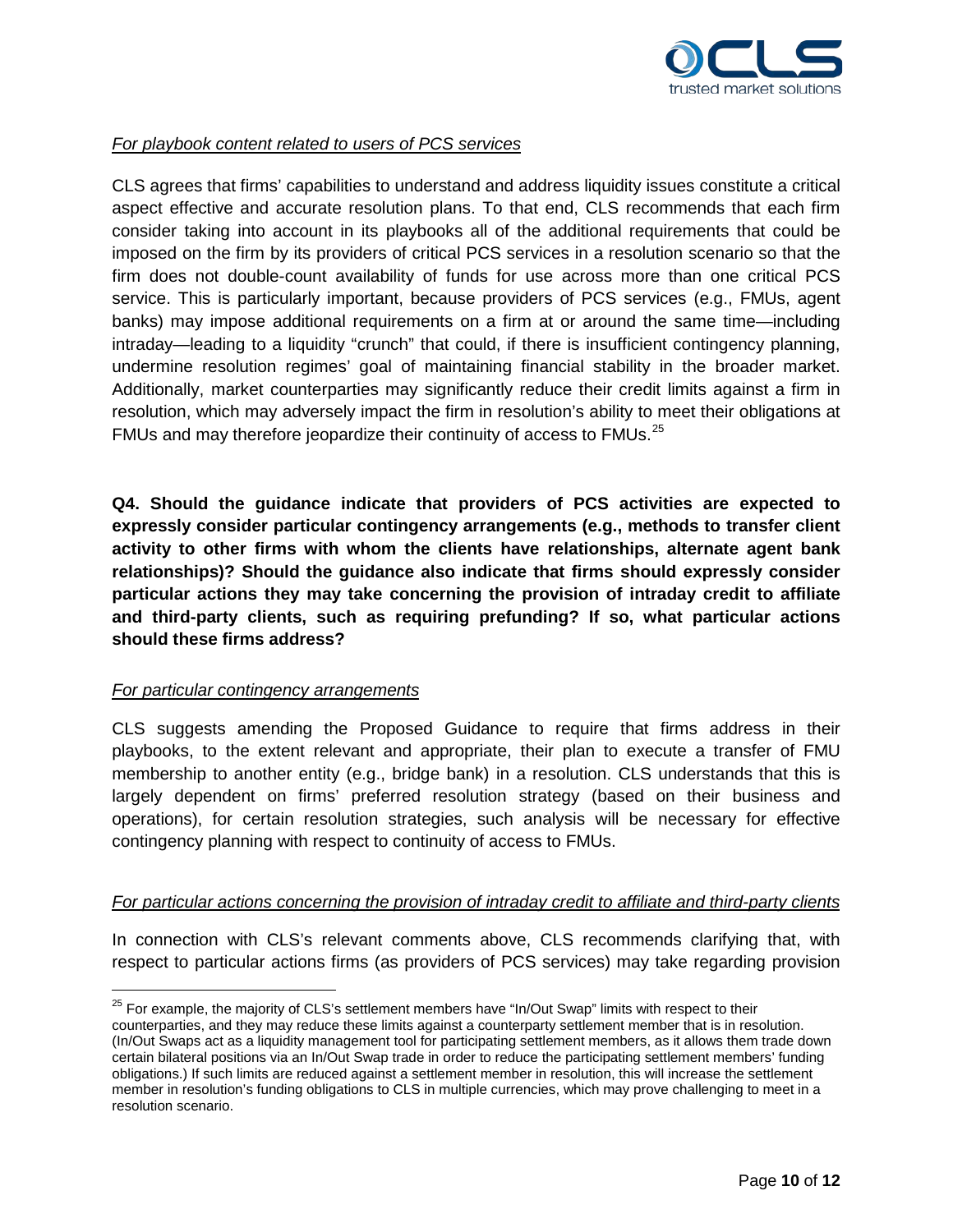*For playbook content related to users of PCS services*

CLS agrees that firms' capabilities to understand and address liquidity issues constitute a critical aspect effective and accurate resolution plans. To that end, CLS recommends that each firm consider taking into account in its playbooks all of the additional requirements that could be imposed on the firm by its providers of critical PCS services in a resolution scenario so that the firm does not double-count availability of funds for use across more than one critical PCS service. This is particularly important, because providers of PCS services (e.g., FMUs, agent banks) may impose additional requirements on a firm at or around the same time—including intraday—leading to a liquidity "crunch" that could, if there is insufficient contingency planning, undermine resolution regimes' goal of maintaining financial stability in the broader market. Additionally, market counterparties may significantly reduce their credit limits against a firm in resolution, which may adversely impact the firm in resolution's ability to meet their obligations at FMUs and may therefore jeopardize their continuity of access to FMUs.[25]

**Q4. Should the guidance indicate that providers of PCS activities are expected to expressly consider particular contingency arrangements (e.g., methods to transfer client activity to other firms with whom the clients have relationships, alternate agent bank relationships)? Should the guidance also indicate that firms should expressly consider particular actions they may take concerning the provision of intraday credit to affiliate and third-party clients, such as requiring prefunding? If so, what particular actions should these firms address?**

*For particular contingency arrangements*

CLS suggests amending the Proposed Guidance to require that firms address in their playbooks, to the extent relevant and appropriate, their plan to execute a transfer of FMU membership to another entity (e.g., bridge bank) in a resolution. CLS understands that this is largely dependent on firms' preferred resolution strategy (based on their business and operations), for certain resolution strategies, such analysis will be necessary for effective contingency planning with respect to continuity of access to FMUs.

*For particular actions concerning the provision of intraday credit to affiliate and third-party clients*

In connection with CLS's relevant comments above, CLS recommends clarifying that, with respect to particular actions firms (as providers of PCS services) may take regarding provision

---

[25] For example, the majority of CLS's settlement members have "In/Out Swap" limits with respect to their counterparties, and they may reduce these limits against a counterparty settlement member that is in resolution. (In/Out Swaps act as a liquidity management tool for participating settlement members, as it allows them trade down certain bilateral positions via an In/Out Swap trade in order to reduce the participating settlement members' funding obligations.) If such limits are reduced against a settlement member in resolution, this will increase the settlement member in resolution's funding obligations to CLS in multiple currencies, which may prove challenging to meet in a resolution scenario.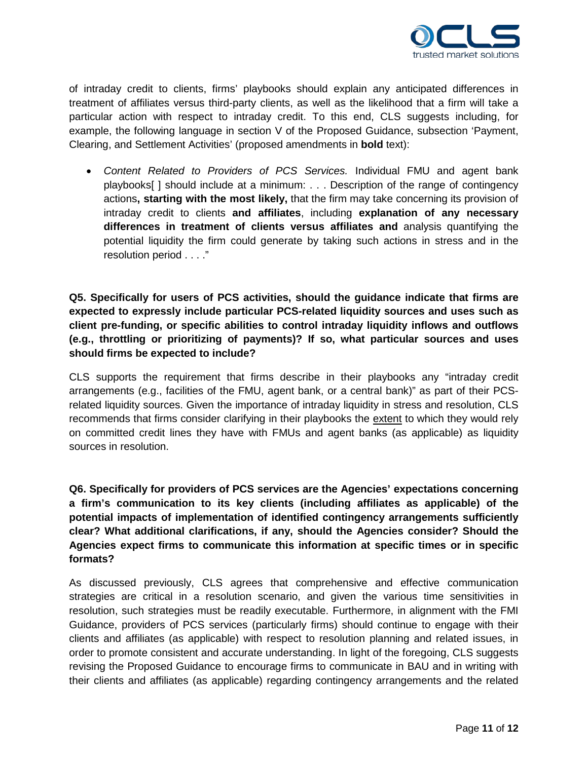of intraday credit to clients, firms' playbooks should explain any anticipated differences in treatment of affiliates versus third-party clients, as well as the likelihood that a firm will take a particular action with respect to intraday credit. To this end, CLS suggests including, for example, the following language in section V of the Proposed Guidance, subsection 'Payment, Clearing, and Settlement Activities' (proposed amendments in **bold** text):

- *Content Related to Providers of PCS Services.* Individual FMU and agent bank playbooks[ ] should include at a minimum: . . . Description of the range of contingency actions**, starting with the most likely,** that the firm may take concerning its provision of intraday credit to clients **and affiliates**, including **explanation of any necessary differences in treatment of clients versus affiliates and** analysis quantifying the potential liquidity the firm could generate by taking such actions in stress and in the resolution period . . . ."

**Q5. Specifically for users of PCS activities, should the guidance indicate that firms are expected to expressly include particular PCS-related liquidity sources and uses such as client pre-funding, or specific abilities to control intraday liquidity inflows and outflows (e.g., throttling or prioritizing of payments)? If so, what particular sources and uses should firms be expected to include?**

CLS supports the requirement that firms describe in their playbooks any "intraday credit arrangements (e.g., facilities of the FMU, agent bank, or a central bank)" as part of their PCS-related liquidity sources. Given the importance of intraday liquidity in stress and resolution, CLS recommends that firms consider clarifying in their playbooks the <u>extent</u> to which they would rely on committed credit lines they have with FMUs and agent banks (as applicable) as liquidity sources in resolution.

**Q6. Specifically for providers of PCS services are the Agencies' expectations concerning a firm's communication to its key clients (including affiliates as applicable) of the potential impacts of implementation of identified contingency arrangements sufficiently clear? What additional clarifications, if any, should the Agencies consider? Should the Agencies expect firms to communicate this information at specific times or in specific formats?**

As discussed previously, CLS agrees that comprehensive and effective communication strategies are critical in a resolution scenario, and given the various time sensitivities in resolution, such strategies must be readily executable. Furthermore, in alignment with the FMI Guidance, providers of PCS services (particularly firms) should continue to engage with their clients and affiliates (as applicable) with respect to resolution planning and related issues, in order to promote consistent and accurate understanding. In light of the foregoing, CLS suggests revising the Proposed Guidance to encourage firms to communicate in BAU and in writing with their clients and affiliates (as applicable) regarding contingency arrangements and the related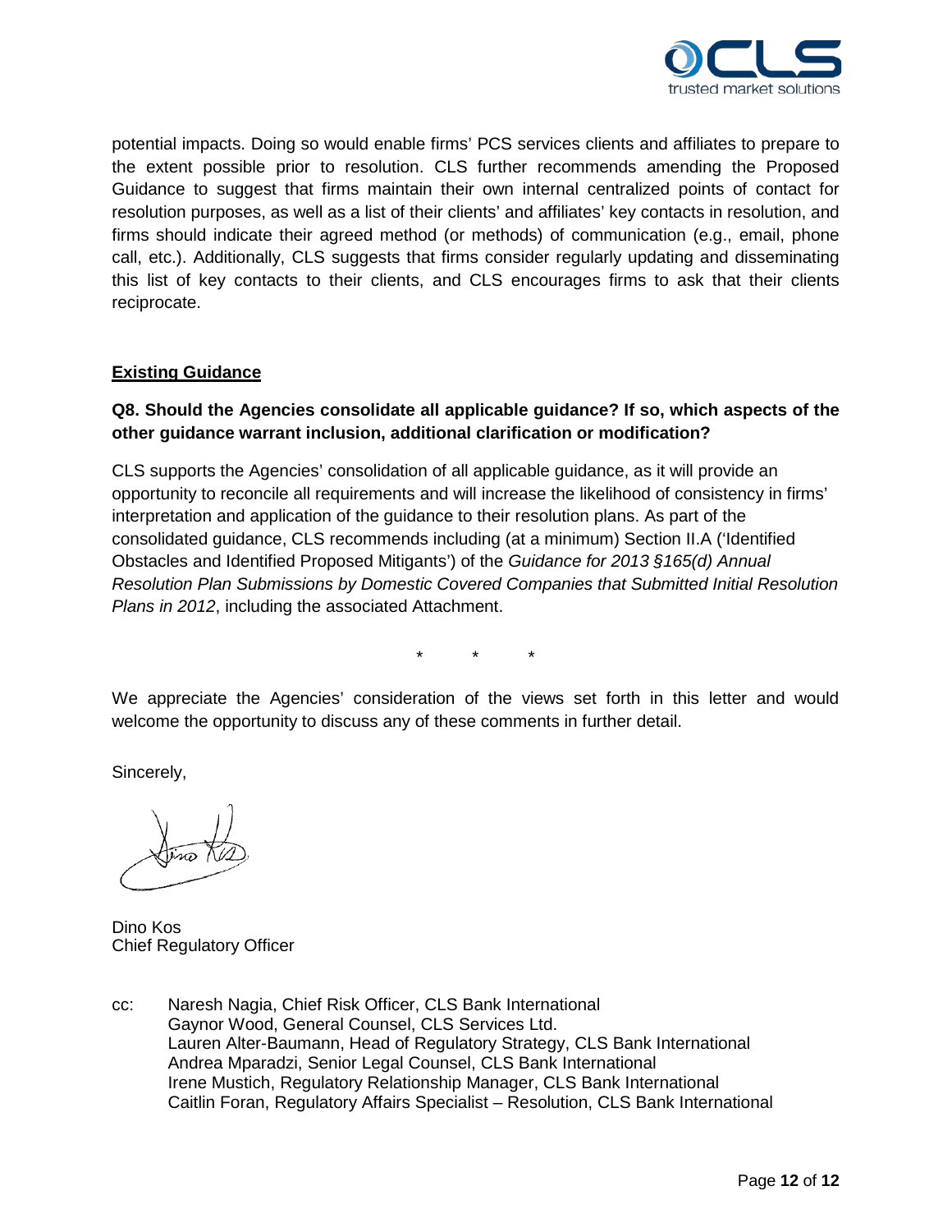potential impacts. Doing so would enable firms' PCS services clients and affiliates to prepare to the extent possible prior to resolution. CLS further recommends amending the Proposed Guidance to suggest that firms maintain their own internal centralized points of contact for resolution purposes, as well as a list of their clients' and affiliates' key contacts in resolution, and firms should indicate their agreed method (or methods) of communication (e.g., email, phone call, etc.). Additionally, CLS suggests that firms consider regularly updating and disseminating this list of key contacts to their clients, and CLS encourages firms to ask that their clients reciprocate.

**Existing Guidance**

**Q8. Should the Agencies consolidate all applicable guidance? If so, which aspects of the other guidance warrant inclusion, additional clarification or modification?**

CLS supports the Agencies' consolidation of all applicable guidance, as it will provide an opportunity to reconcile all requirements and will increase the likelihood of consistency in firms' interpretation and application of the guidance to their resolution plans. As part of the consolidated guidance, CLS recommends including (at a minimum) Section II.A ('Identified Obstacles and Identified Proposed Mitigants') of the *Guidance for 2013 §165(d) Annual Resolution Plan Submissions by Domestic Covered Companies that Submitted Initial Resolution Plans in 2012*, including the associated Attachment.

\* \* \*

We appreciate the Agencies' consideration of the views set forth in this letter and would welcome the opportunity to discuss any of these comments in further detail.

Sincerely,

Dino Kos
Chief Regulatory Officer

cc: Naresh Nagia, Chief Risk Officer, CLS Bank International
Gaynor Wood, General Counsel, CLS Services Ltd.
Lauren Alter-Baumann, Head of Regulatory Strategy, CLS Bank International
Andrea Mparadzi, Senior Legal Counsel, CLS Bank International
Irene Mustich, Regulatory Relationship Manager, CLS Bank International
Caitlin Foran, Regulatory Affairs Specialist – Resolution, CLS Bank International